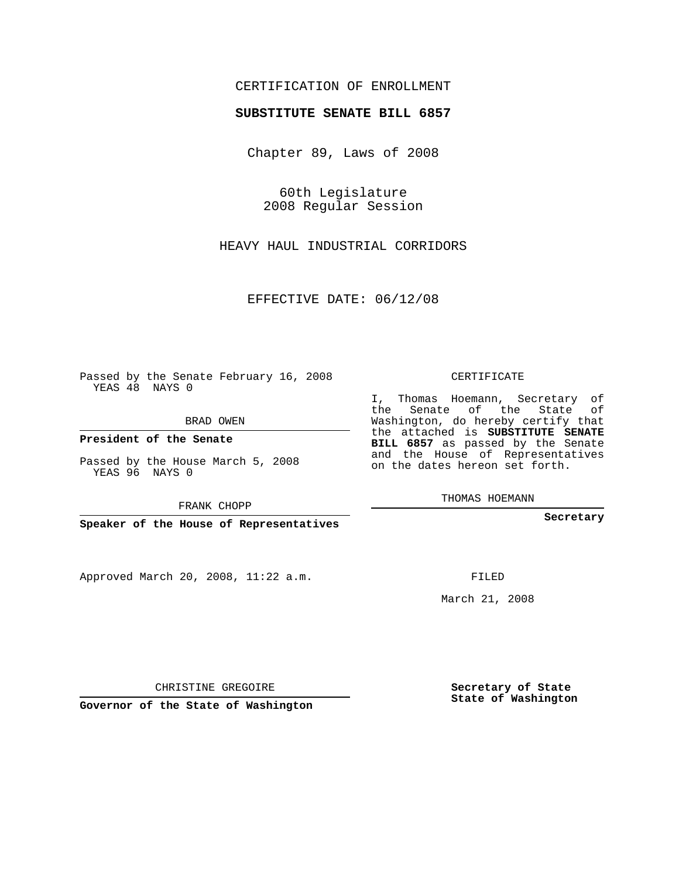CERTIFICATION OF ENROLLMENT

**SUBSTITUTE SENATE BILL 6857**

Chapter 89, Laws of 2008

60th Legislature
2008 Regular Session

HEAVY HAUL INDUSTRIAL CORRIDORS

EFFECTIVE DATE: 06/12/08

Passed by the Senate February 16, 2008
YEAS 48 NAYS 0

BRAD OWEN

**President of the Senate**

Passed by the House March 5, 2008
YEAS 96 NAYS 0

FRANK CHOPP

**Speaker of the House of Representatives**

Approved March 20, 2008, 11:22 a.m.

CHRISTINE GREGOIRE

**Governor of the State of Washington**

CERTIFICATE

I, Thomas Hoemann, Secretary of the Senate of the State of Washington, do hereby certify that the attached is **SUBSTITUTE SENATE BILL 6857** as passed by the Senate and the House of Representatives on the dates hereon set forth.

THOMAS HOEMANN

**Secretary**

FILED

March 21, 2008

**Secretary of State
State of Washington**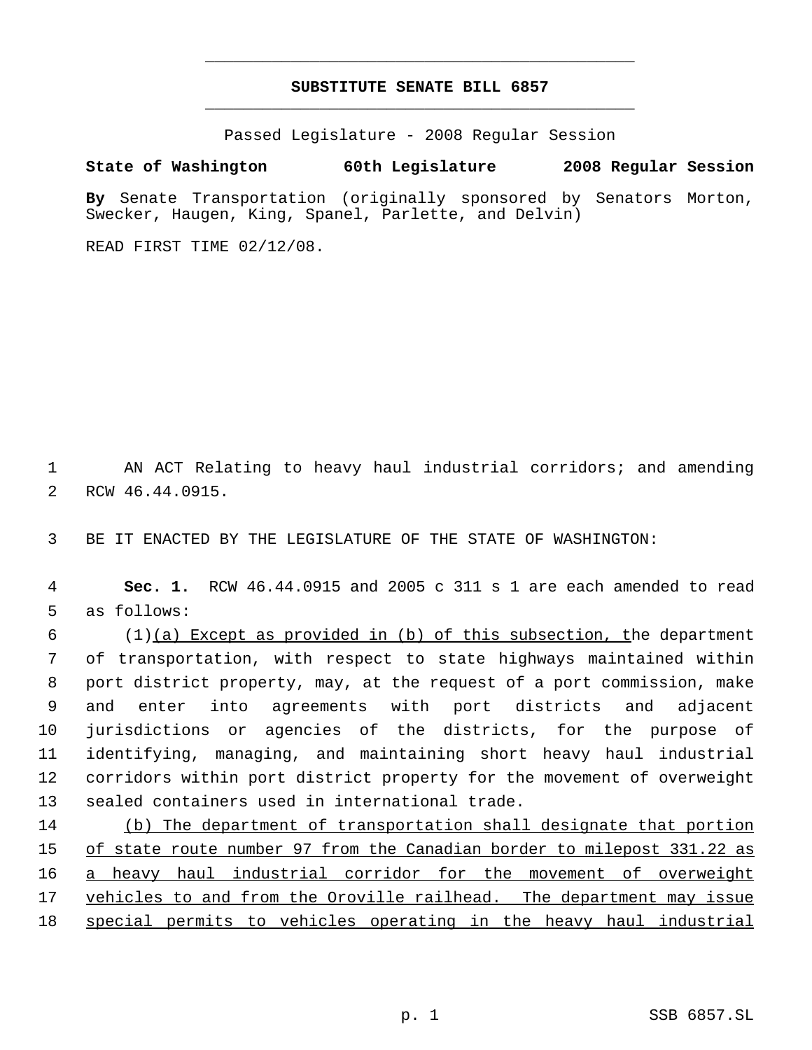# SUBSTITUTE SENATE BILL 6857

Passed Legislature - 2008 Regular Session

**State of Washington 60th Legislature 2008 Regular Session**

**By** Senate Transportation (originally sponsored by Senators Morton, Swecker, Haugen, King, Spanel, Parlette, and Delvin)

READ FIRST TIME 02/12/08.

AN ACT Relating to heavy haul industrial corridors; and amending RCW 46.44.0915.

BE IT ENACTED BY THE LEGISLATURE OF THE STATE OF WASHINGTON:

**Sec. 1.** RCW 46.44.0915 and 2005 c 311 s 1 are each amended to read as follows:

(1)(a) Except as provided in (b) of this subsection, the department of transportation, with respect to state highways maintained within port district property, may, at the request of a port commission, make and enter into agreements with port districts and adjacent jurisdictions or agencies of the districts, for the purpose of identifying, managing, and maintaining short heavy haul industrial corridors within port district property for the movement of overweight sealed containers used in international trade.

(b) The department of transportation shall designate that portion of state route number 97 from the Canadian border to milepost 331.22 as a heavy haul industrial corridor for the movement of overweight vehicles to and from the Oroville railhead. The department may issue special permits to vehicles operating in the heavy haul industrial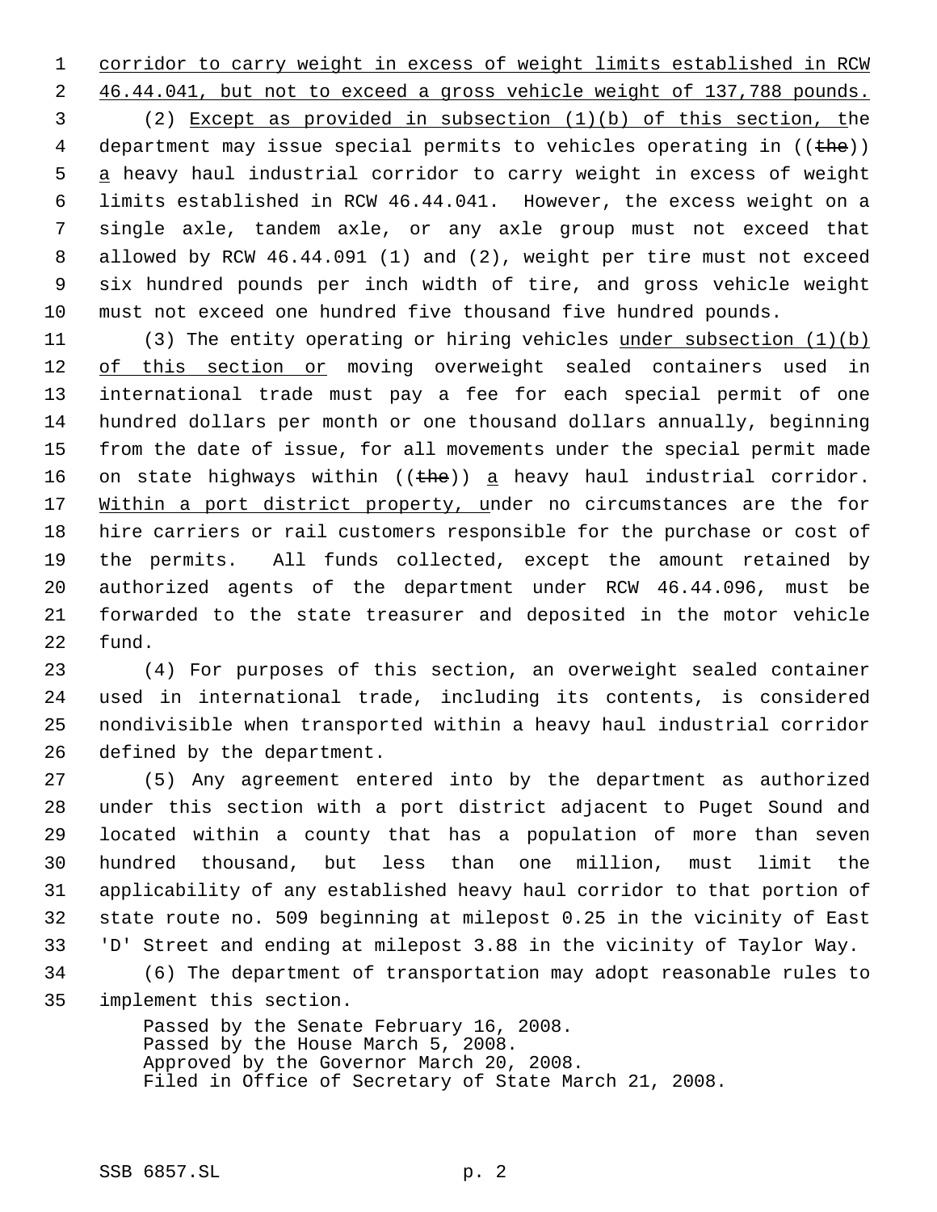corridor to carry weight in excess of weight limits established in RCW 46.44.041, but not to exceed a gross vehicle weight of 137,788 pounds.

(2) Except as provided in subsection (1)(b) of this section, the department may issue special permits to vehicles operating in ((~~the~~)) a heavy haul industrial corridor to carry weight in excess of weight limits established in RCW 46.44.041. However, the excess weight on a single axle, tandem axle, or any axle group must not exceed that allowed by RCW 46.44.091 (1) and (2), weight per tire must not exceed six hundred pounds per inch width of tire, and gross vehicle weight must not exceed one hundred five thousand five hundred pounds.

(3) The entity operating or hiring vehicles under subsection (1)(b) of this section or moving overweight sealed containers used in international trade must pay a fee for each special permit of one hundred dollars per month or one thousand dollars annually, beginning from the date of issue, for all movements under the special permit made on state highways within ((~~the~~)) a heavy haul industrial corridor. Within a port district property, under no circumstances are the for hire carriers or rail customers responsible for the purchase or cost of the permits. All funds collected, except the amount retained by authorized agents of the department under RCW 46.44.096, must be forwarded to the state treasurer and deposited in the motor vehicle fund.

(4) For purposes of this section, an overweight sealed container used in international trade, including its contents, is considered nondivisible when transported within a heavy haul industrial corridor defined by the department.

(5) Any agreement entered into by the department as authorized under this section with a port district adjacent to Puget Sound and located within a county that has a population of more than seven hundred thousand, but less than one million, must limit the applicability of any established heavy haul corridor to that portion of state route no. 509 beginning at milepost 0.25 in the vicinity of East 'D' Street and ending at milepost 3.88 in the vicinity of Taylor Way.

(6) The department of transportation may adopt reasonable rules to implement this section.

Passed by the Senate February 16, 2008.
Passed by the House March 5, 2008.
Approved by the Governor March 20, 2008.
Filed in Office of Secretary of State March 21, 2008.